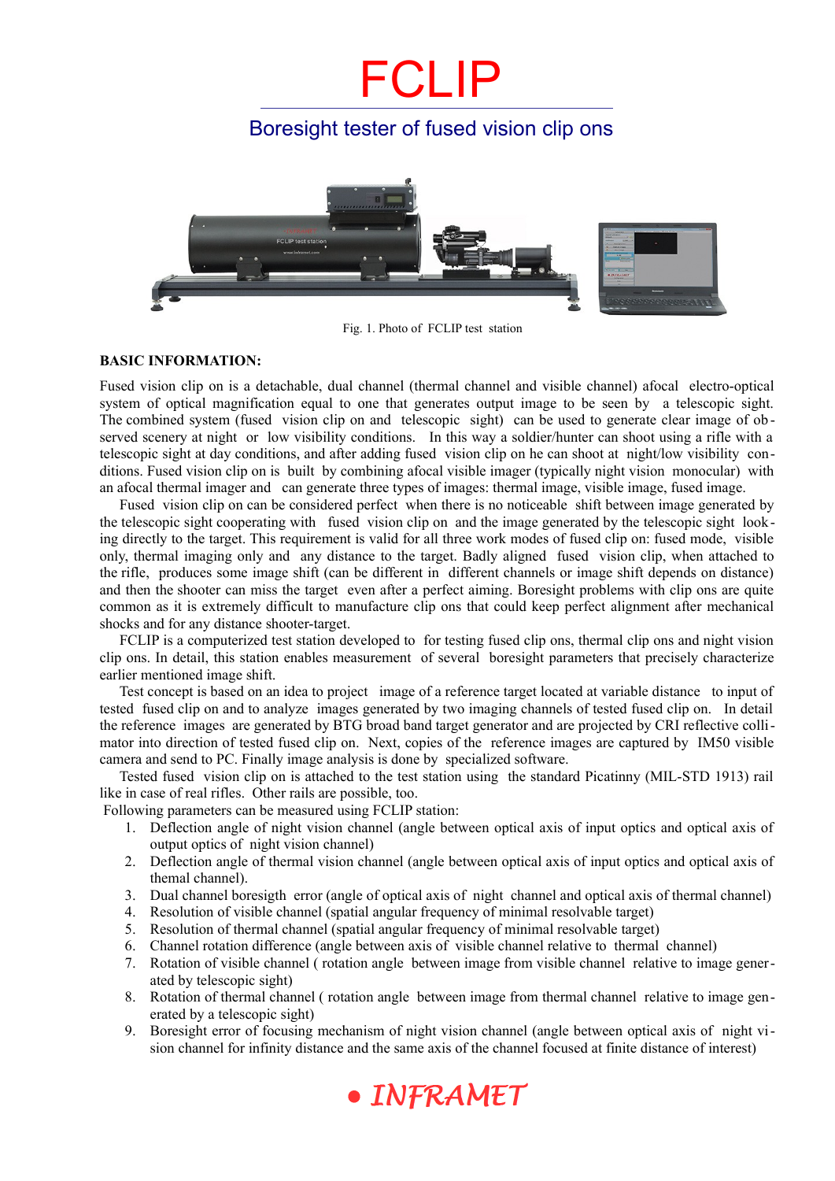# FCLIP

## Boresight tester of fused vision clip ons

Fig. 1. Photo of FCLIP test station

**BASIC INFORMATION:**

Fused vision clip on is a detachable, dual channel (thermal channel and visible channel) afocal electro-optical system of optical magnification equal to one that generates output image to be seen by a telescopic sight. The combined system (fused vision clip on and telescopic sight) can be used to generate clear image of observed scenery at night or low visibility conditions. In this way a soldier/hunter can shoot using a rifle with a telescopic sight at day conditions, and after adding fused vision clip on he can shoot at night/low visibility conditions. Fused vision clip on is built by combining afocal visible imager (typically night vision monocular) with an afocal thermal imager and can generate three types of images: thermal image, visible image, fused image.

Fused vision clip on can be considered perfect when there is no noticeable shift between image generated by the telescopic sight cooperating with fused vision clip on and the image generated by the telescopic sight looking directly to the target. This requirement is valid for all three work modes of fused clip on: fused mode, visible only, thermal imaging only and any distance to the target. Badly aligned fused vision clip, when attached to the rifle, produces some image shift (can be different in different channels or image shift depends on distance) and then the shooter can miss the target even after a perfect aiming. Boresight problems with clip ons are quite common as it is extremely difficult to manufacture clip ons that could keep perfect alignment after mechanical shocks and for any distance shooter-target.

FCLIP is a computerized test station developed to for testing fused clip ons, thermal clip ons and night vision clip ons. In detail, this station enables measurement of several boresight parameters that precisely characterize earlier mentioned image shift.

Test concept is based on an idea to project image of a reference target located at variable distance to input of tested fused clip on and to analyze images generated by two imaging channels of tested fused clip on. In detail the reference images are generated by BTG broad band target generator and are projected by CRI reflective collimator into direction of tested fused clip on. Next, copies of the reference images are captured by IM50 visible camera and send to PC. Finally image analysis is done by specialized software.

Tested fused vision clip on is attached to the test station using the standard Picatinny (MIL-STD 1913) rail like in case of real rifles. Other rails are possible, too.

Following parameters can be measured using FCLIP station:

1. Deflection angle of night vision channel (angle between optical axis of input optics and optical axis of output optics of night vision channel)
2. Deflection angle of thermal vision channel (angle between optical axis of input optics and optical axis of themal channel).
3. Dual channel boresigth error (angle of optical axis of night channel and optical axis of thermal channel)
4. Resolution of visible channel (spatial angular frequency of minimal resolvable target)
5. Resolution of thermal channel (spatial angular frequency of minimal resolvable target)
6. Channel rotation difference (angle between axis of visible channel relative to thermal channel)
7. Rotation of visible channel ( rotation angle between image from visible channel relative to image generated by telescopic sight)
8. Rotation of thermal channel ( rotation angle between image from thermal channel relative to image generated by a telescopic sight)
9. Boresight error of focusing mechanism of night vision channel (angle between optical axis of night vision channel for infinity distance and the same axis of the channel focused at finite distance of interest)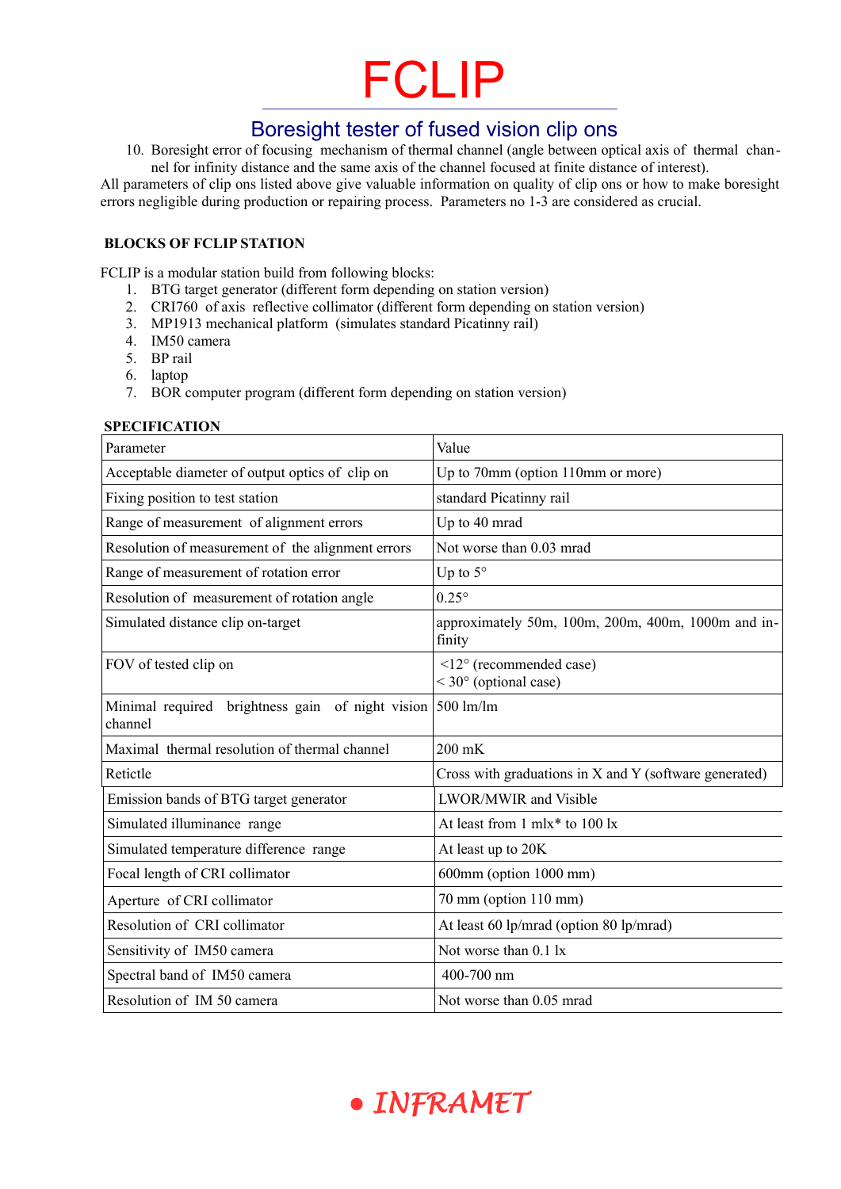10. Boresight error of focusing mechanism of thermal channel (angle between optical axis of thermal channel for infinity distance and the same axis of the channel focused at finite distance of interest).

All parameters of clip ons listed above give valuable information on quality of clip ons or how to make boresight errors negligible during production or repairing process. Parameters no 1-3 are considered as crucial.

**BLOCKS OF FCLIP STATION**

FCLIP is a modular station build from following blocks:

1. BTG target generator (different form depending on station version)
2. CRI760 of axis reflective collimator (different form depending on station version)
3. MP1913 mechanical platform (simulates standard Picatinny rail)
4. IM50 camera
5. BP rail
6. laptop
7. BOR computer program (different form depending on station version)

**SPECIFICATION**

| Parameter | Value |
|---|---|
| Acceptable diameter of output optics of clip on | Up to 70mm (option 110mm or more) |
| Fixing position to test station | standard Picatinny rail |
| Range of measurement of alignment errors | Up to 40 mrad |
| Resolution of measurement of the alignment errors | Not worse than 0.03 mrad |
| Range of measurement of rotation error | Up to 5° |
| Resolution of measurement of rotation angle | 0.25° |
| Simulated distance clip on-target | approximately 50m, 100m, 200m, 400m, 1000m and infinity |
| FOV of tested clip on | <12° (recommended case)<br>< 30° (optional case) |
| Minimal required brightness gain of night vision channel | 500 lm/lm |
| Maximal thermal resolution of thermal channel | 200 mK |
| Reticle | Cross with graduations in X and Y (software generated) |
| Emission bands of BTG target generator | LWOR/MWIR and Visible |
| Simulated illuminance range | At least from 1 mlx* to 100 lx |
| Simulated temperature difference range | At least up to 20K |
| Focal length of CRI collimator | 600mm (option 1000 mm) |
| Aperture of CRI collimator | 70 mm (option 110 mm) |
| Resolution of CRI collimator | At least 60 lp/mrad (option 80 lp/mrad) |
| Sensitivity of IM50 camera | Not worse than 0.1 lx |
| Spectral band of IM50 camera | 400-700 nm |
| Resolution of IM 50 camera | Not worse than 0.05 mrad |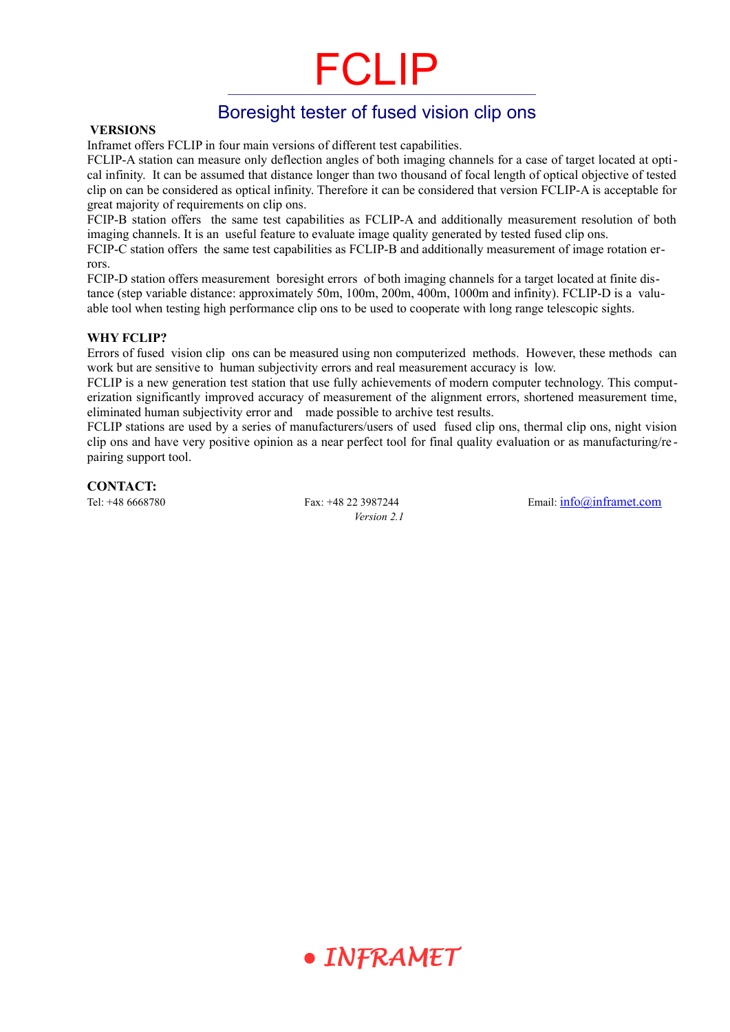# FCLIP

## Boresight tester of fused vision clip ons

**VERSIONS**

Inframet offers FCLIP in four main versions of different test capabilities.

FCLIP-A station can measure only deflection angles of both imaging channels for a case of target located at optical infinity. It can be assumed that distance longer than two thousand of focal length of optical objective of tested clip on can be considered as optical infinity. Therefore it can be considered that version FCLIP-A is acceptable for great majority of requirements on clip ons.

FCIP-B station offers the same test capabilities as FCLIP-A and additionally measurement resolution of both imaging channels. It is an useful feature to evaluate image quality generated by tested fused clip ons.

FCIP-C station offers the same test capabilities as FCLIP-B and additionally measurement of image rotation errors.

FCIP-D station offers measurement boresight errors of both imaging channels for a target located at finite distance (step variable distance: approximately 50m, 100m, 200m, 400m, 1000m and infinity). FCLIP-D is a valuable tool when testing high performance clip ons to be used to cooperate with long range telescopic sights.

**WHY FCLIP?**

Errors of fused vision clip ons can be measured using non computerized methods. However, these methods can work but are sensitive to human subjectivity errors and real measurement accuracy is low.

FCLIP is a new generation test station that use fully achievements of modern computer technology. This computerization significantly improved accuracy of measurement of the alignment errors, shortened measurement time, eliminated human subjectivity error and made possible to archive test results.

FCLIP stations are used by a series of manufacturers/users of used fused clip ons, thermal clip ons, night vision clip ons and have very positive opinion as a near perfect tool for final quality evaluation or as manufacturing/repairing support tool.

**CONTACT:**

Tel: +48 6668780 Fax: +48 22 3987244 Email: info@inframet.com

*Version 2.1*

INFRAMET